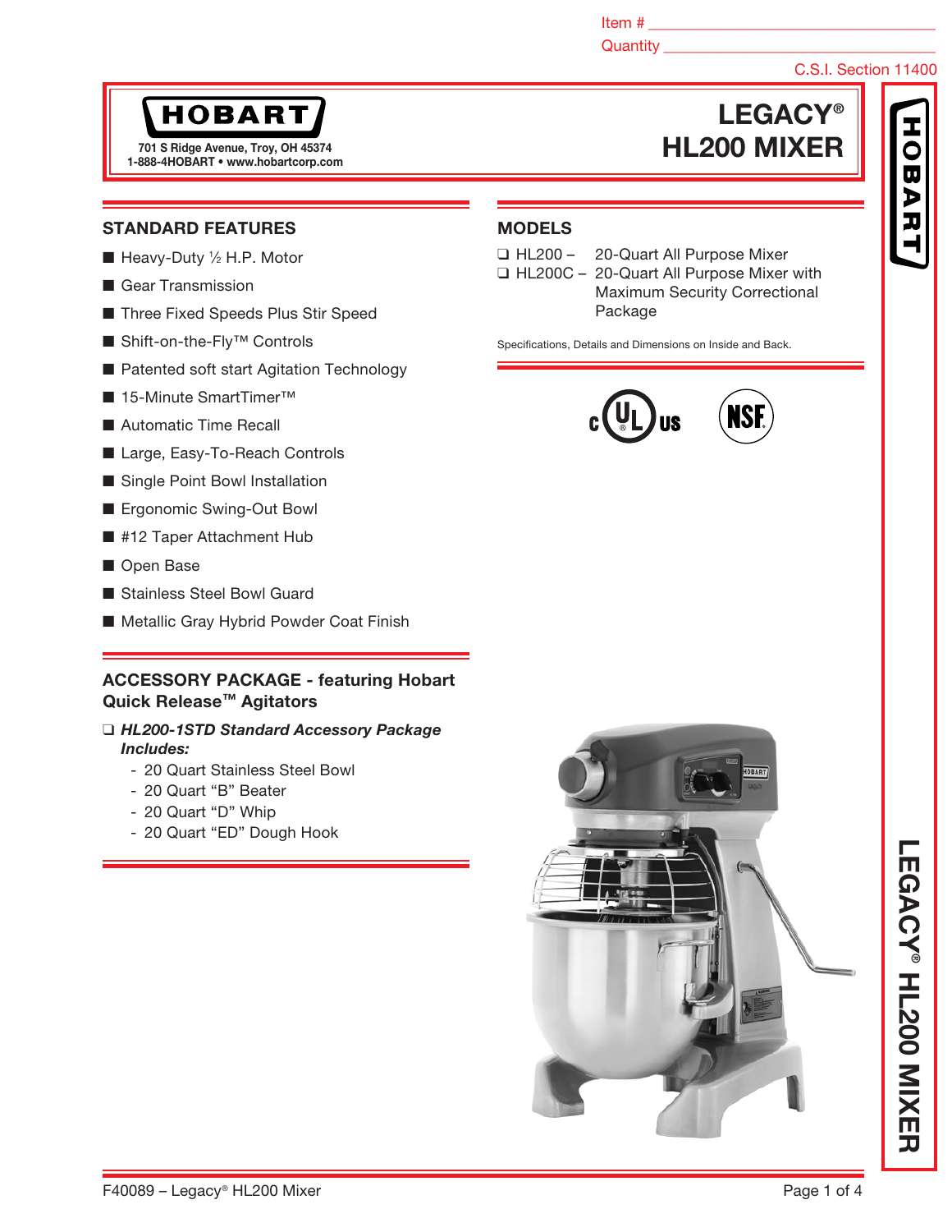Item # ______________________

Quantity ______________________

C.S.I. Section 11400

**HOBART**

701 S Ridge Avenue, Troy, OH 45374
1-888-4HOBART • www.hobartcorp.com

# LEGACY® HL200 MIXER

## STANDARD FEATURES

- Heavy-Duty ½ H.P. Motor
- Gear Transmission
- Three Fixed Speeds Plus Stir Speed
- Shift-on-the-Fly™ Controls
- Patented soft start Agitation Technology
- 15-Minute SmartTimer™
- Automatic Time Recall
- Large, Easy-To-Reach Controls
- Single Point Bowl Installation
- Ergonomic Swing-Out Bowl
- #12 Taper Attachment Hub
- Open Base
- Stainless Steel Bowl Guard
- Metallic Gray Hybrid Powder Coat Finish

## ACCESSORY PACKAGE - featuring Hobart Quick Release™ Agitators

❑ ***HL200-1STD Standard Accessory Package Includes:***

- 20 Quart Stainless Steel Bowl
- 20 Quart "B" Beater
- 20 Quart "D" Whip
- 20 Quart "ED" Dough Hook

## MODELS

❑ HL200 – 20-Quart All Purpose Mixer

❑ HL200C – 20-Quart All Purpose Mixer with Maximum Security Correctional Package

Specifications, Details and Dimensions on Inside and Back.

F40089 – Legacy® HL200 Mixer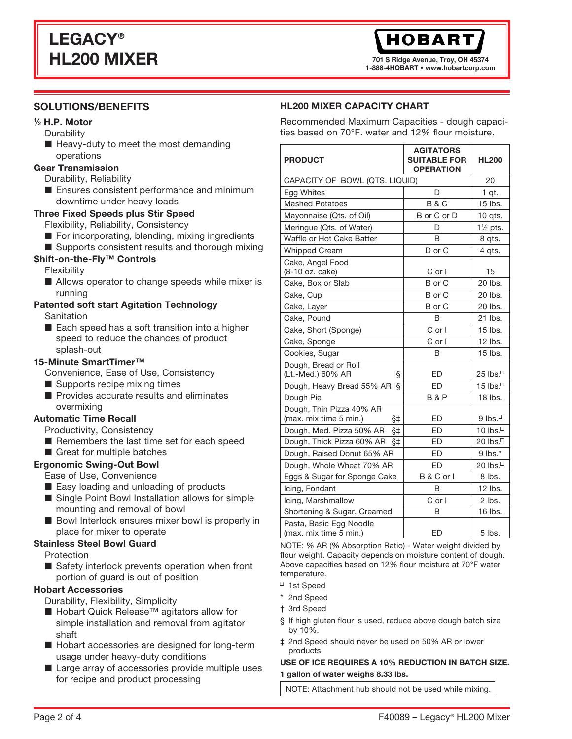# LEGACY® HL200 MIXER

HOBART
701 S Ridge Avenue, Troy, OH 45374
1-888-4HOBART • www.hobartcorp.com

## SOLUTIONS/BENEFITS

**½ H.P. Motor**

Durability

- Heavy-duty to meet the most demanding operations

**Gear Transmission**

Durability, Reliability

- Ensures consistent performance and minimum downtime under heavy loads

**Three Fixed Speeds plus Stir Speed**

Flexibility, Reliability, Consistency

- For incorporating, blending, mixing ingredients
- Supports consistent results and thorough mixing

**Shift-on-the-Fly™ Controls**

Flexibility

- Allows operator to change speeds while mixer is running

**Patented soft start Agitation Technology**

Sanitation

- Each speed has a soft transition into a higher speed to reduce the chances of product splash-out

**15-Minute SmartTimer™**

Convenience, Ease of Use, Consistency

- Supports recipe mixing times
- Provides accurate results and eliminates overmixing

**Automatic Time Recall**

Productivity, Consistency

- Remembers the last time set for each speed
- Great for multiple batches

**Ergonomic Swing-Out Bowl**

Ease of Use, Convenience

- Easy loading and unloading of products
- Single Point Bowl Installation allows for simple mounting and removal of bowl
- Bowl Interlock ensures mixer bowl is properly in place for mixer to operate

**Stainless Steel Bowl Guard**

Protection

- Safety interlock prevents operation when front portion of guard is out of position

**Hobart Accessories**

Durability, Flexibility, Simplicity

- Hobart Quick Release™ agitators allow for simple installation and removal from agitator shaft
- Hobart accessories are designed for long-term usage under heavy-duty conditions
- Large array of accessories provide multiple uses for recipe and product processing

## HL200 MIXER CAPACITY CHART

Recommended Maximum Capacities - dough capacities based on 70°F. water and 12% flour moisture.

| PRODUCT | AGITATORS SUITABLE FOR OPERATION | HL200 |
|---|---|---|
| CAPACITY OF BOWL (QTS. LIQUID) | | 20 |
| Egg Whites | D | 1 qt. |
| Mashed Potatoes | B & C | 15 lbs. |
| Mayonnaise (Qts. of Oil) | B or C or D | 10 qts. |
| Meringue (Qts. of Water) | D | 1½ pts. |
| Waffle or Hot Cake Batter | B | 8 qts. |
| Whipped Cream | D or C | 4 qts. |
| Cake, Angel Food (8-10 oz. cake) | C or I | 15 |
| Cake, Box or Slab | B or C | 20 lbs. |
| Cake, Cup | B or C | 20 lbs. |
| Cake, Layer | B or C | 20 lbs. |
| Cake, Pound | B | 21 lbs. |
| Cake, Short (Sponge) | C or I | 15 lbs. |
| Cake, Sponge | C or I | 12 lbs. |
| Cookies, Sugar | B | 15 lbs. |
| Dough, Bread or Roll (Lt.-Med.) 60% AR § | ED | 25 lbs.└ |
| Dough, Heavy Bread 55% AR § | ED | 15 lbs.└ |
| Dough Pie | B & P | 18 lbs. |
| Dough, Thin Pizza 40% AR (max. mix time 5 min.) §‡ | ED | 9 lbs.┘ |
| Dough, Med. Pizza 50% AR §‡ | ED | 10 lbs.└ |
| Dough, Thick Pizza 60% AR §‡ | ED | 20 lbs.┌ |
| Dough, Raised Donut 65% AR | ED | 9 lbs.* |
| Dough, Whole Wheat 70% AR | ED | 20 lbs.└ |
| Eggs & Sugar for Sponge Cake | B & C or I | 8 lbs. |
| Icing, Fondant | B | 12 lbs. |
| Icing, Marshmallow | C or I | 2 lbs. |
| Shortening & Sugar, Creamed | B | 16 lbs. |
| Pasta, Basic Egg Noodle (max. mix time 5 min.) | ED | 5 lbs. |

NOTE: % AR (% Absorption Ratio) - Water weight divided by flour weight. Capacity depends on moisture content of dough. Above capacities based on 12% flour moisture at 70°F water temperature.

└ 1st Speed

\* 2nd Speed

† 3rd Speed

§ If high gluten flour is used, reduce above dough batch size by 10%.

‡ 2nd Speed should never be used on 50% AR or lower products.

**USE OF ICE REQUIRES A 10% REDUCTION IN BATCH SIZE.**

**1 gallon of water weighs 8.33 lbs.**

NOTE: Attachment hub should not be used while mixing.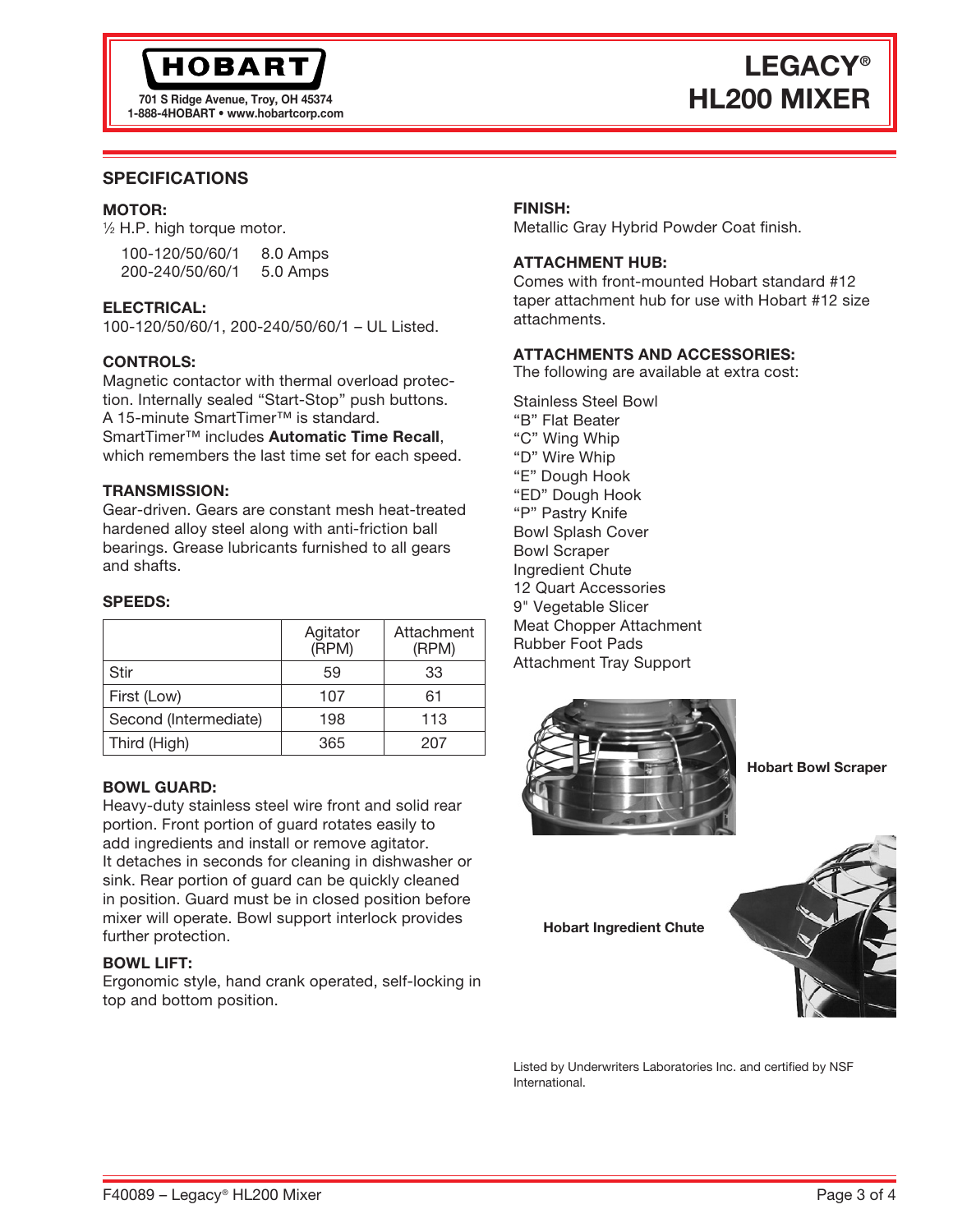## SPECIFICATIONS

### MOTOR:

½ H.P. high torque motor.

| | |
|---|---|
| 100-120/50/60/1 | 8.0 Amps |
| 200-240/50/60/1 | 5.0 Amps |

### ELECTRICAL:

100-120/50/60/1, 200-240/50/60/1 – UL Listed.

### CONTROLS:

Magnetic contactor with thermal overload protection. Internally sealed "Start-Stop" push buttons. A 15-minute SmartTimer™ is standard. SmartTimer™ includes **Automatic Time Recall**, which remembers the last time set for each speed.

### TRANSMISSION:

Gear-driven. Gears are constant mesh heat-treated hardened alloy steel along with anti-friction ball bearings. Grease lubricants furnished to all gears and shafts.

### SPEEDS:

| | Agitator (RPM) | Attachment (RPM) |
|---|---|---|
| Stir | 59 | 33 |
| First (Low) | 107 | 61 |
| Second (Intermediate) | 198 | 113 |
| Third (High) | 365 | 207 |

### BOWL GUARD:

Heavy-duty stainless steel wire front and solid rear portion. Front portion of guard rotates easily to add ingredients and install or remove agitator. It detaches in seconds for cleaning in dishwasher or sink. Rear portion of guard can be quickly cleaned in position. Guard must be in closed position before mixer will operate. Bowl support interlock provides further protection.

### BOWL LIFT:

Ergonomic style, hand crank operated, self-locking in top and bottom position.

### FINISH:

Metallic Gray Hybrid Powder Coat finish.

### ATTACHMENT HUB:

Comes with front-mounted Hobart standard #12 taper attachment hub for use with Hobart #12 size attachments.

### ATTACHMENTS AND ACCESSORIES:

The following are available at extra cost:

Stainless Steel Bowl
"B" Flat Beater
"C" Wing Whip
"D" Wire Whip
"E" Dough Hook
"ED" Dough Hook
"P" Pastry Knife
Bowl Splash Cover
Bowl Scraper
Ingredient Chute
12 Quart Accessories
9" Vegetable Slicer
Meat Chopper Attachment
Rubber Foot Pads
Attachment Tray Support

**Hobart Bowl Scraper**

**Hobart Ingredient Chute**

Listed by Underwriters Laboratories Inc. and certified by NSF International.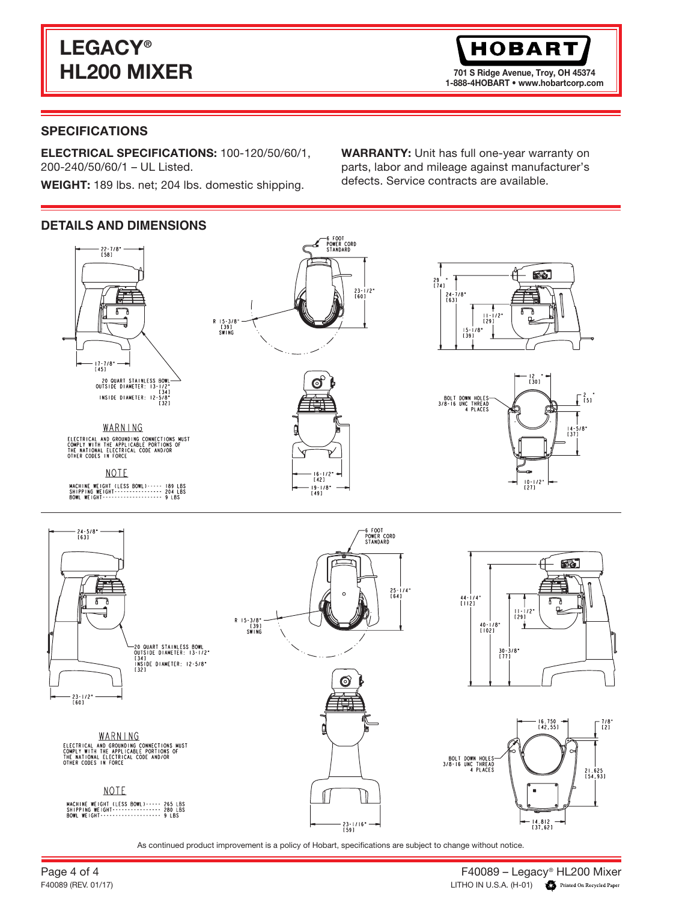# LEGACY®
# HL200 MIXER

HOBART

701 S Ridge Avenue, Troy, OH 45374
1-888-4HOBART • www.hobartcorp.com

## SPECIFICATIONS

**ELECTRICAL SPECIFICATIONS:** 100-120/50/60/1, 200-240/50/60/1 – UL Listed.

**WEIGHT:** 189 lbs. net; 204 lbs. domestic shipping.

**WARRANTY:** Unit has full one-year warranty on parts, labor and mileage against manufacturer's defects. Service contracts are available.

## DETAILS AND DIMENSIONS

22-7/8" [58]

17-7/8" [45]

20 QUART STAINLESS BOWL
OUTSIDE DIAMETER: 13-1/2" [34]
INSIDE DIAMETER: 12-5/8" [32]

6 FOOT POWER CORD STANDARD

23-1/2" [60]

R 15-3/8" [39] SWING

29" [74]
24-7/8" [63]
11-1/2" [29]
15-1/8" [39]

16-1/2" [42]
19-1/8" [49]

BOLT DOWN HOLES 3/8-16 UNC THREAD 4 PLACES

12" [30]
2" [5]
14-5/8" [37]
10-1/2" [27]

WARNING

ELECTRICAL AND GROUNDING CONNECTIONS MUST COMPLY WITH THE APPLICABLE PORTIONS OF THE NATIONAL ELECTRICAL CODE AND/OR OTHER CODES IN FORCE

NOTE

MACHINE WEIGHT (LESS BOWL)----- 189 LBS
SHIPPING WEIGHT---------------- 204 LBS
BOWL WEIGHT-------------------- 9 LBS

24-5/8" [63]

20 QUART STAINLESS BOWL
OUTSIDE DIAMETER: 13-1/2" [34]
INSIDE DIAMETER: 12-5/8" [32]

23-1/2" [60]

6 FOOT POWER CORD STANDARD

25-1/4" [64]

R 15-3/8" [39] SWING

44-1/4" [112]
40-1/8" [102]
11-1/2" [29]
30-3/8" [77]

23-1/16" [59]

BOLT DOWN HOLES 3/8-16 UNC THREAD 4 PLACES

16.750 [42.55]
7/8" [2]
21.625 [54.93]
14.812 [37.62]

WARNING

ELECTRICAL AND GROUNDING CONNECTIONS MUST COMPLY WITH THE APPLICABLE PORTIONS OF THE NATIONAL ELECTRICAL CODE AND/OR OTHER CODES IN FORCE

NOTE

MACHINE WEIGHT (LESS BOWL)----- 265 LBS
SHIPPING WEIGHT---------------- 280 LBS
BOWL WEIGHT-------------------- 9 LBS

As continued product improvement is a policy of Hobart, specifications are subject to change without notice.

F40089 – Legacy® HL200 Mixer

F40089 (REV. 01/17)

LITHO IN U.S.A. (H-01) Printed On Recycled Paper